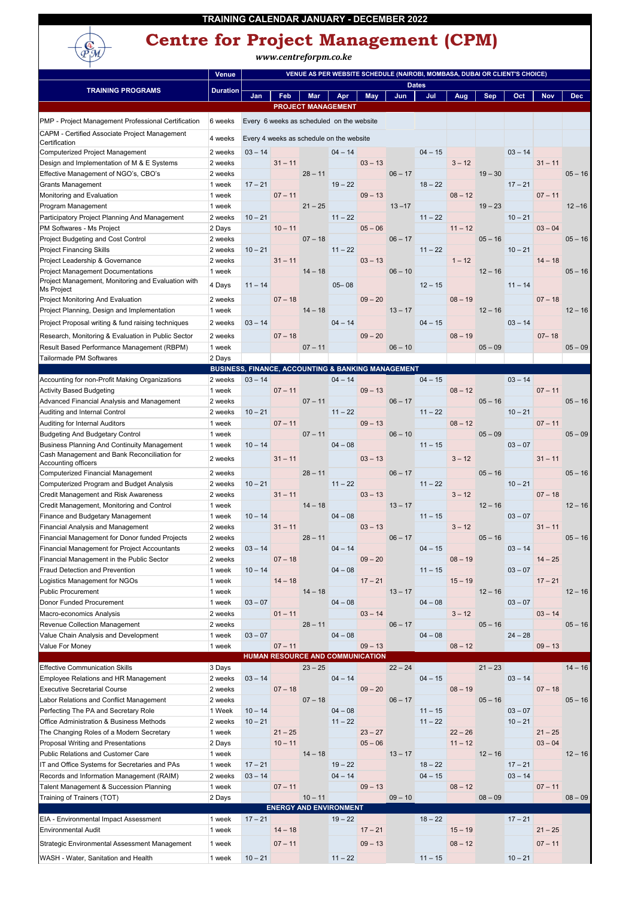TRAINING CALENDAR JANUARY - DECEMBER 2022

# Centre for Project Management (CPM)

*www.centreforpm.co.ke*

| TRAINING PROGRAMS | Venue / Duration | Jan | Feb | Mar | Apr | May | Jun | Jul | Aug | Sep | Oct | Nov | Dec |
|---|---|---|---|---|---|---|---|---|---|---|---|---|---|
| | | VENUE AS PER WEBSITE SCHEDULE (NAIROBI, MOMBASA, DUBAI OR CLIENT'S CHOICE) | | | | | | | | | | | |
| | | Dates | | | | | | | | | | | |
| **PROJECT MANAGEMENT** | | | | | | | | | | | | | |
| PMP - Project Management Professional Certification | 6 weeks | Every 6 weeks as scheduled on the website | | | | | | | | | | | |
| CAPM - Certified Associate Project Management Certification | 4 weeks | Every 4 weeks as schedule on the website | | | | | | | | | | | |
| Computerized Project Management | 2 weeks | 03 – 14 | | | 04 – 14 | | | 04 – 15 | | | 03 – 14 | | |
| Design and Implementation of M & E Systems | 2 weeks | | 31 – 11 | | | 03 – 13 | | | 3 – 12 | | | 31 – 11 | |
| Effective Management of NGO's, CBO's | 2 weeks | | | 28 – 11 | | | 06 – 17 | | | 19 – 30 | | | 05 – 16 |
| Grants Management | 1 week | 17 – 21 | | | 19 – 22 | | | 18 – 22 | | | 17 – 21 | | |
| Monitoring and Evaluation | 1 week | | 07 – 11 | | | 09 – 13 | | | 08 – 12 | | | 07 – 11 | |
| Program Management | 1 week | | | 21 – 25 | | | 13 –17 | | | 19 – 23 | | | 12 –16 |
| Participatory Project Planning And Management | 2 weeks | 10 – 21 | | | 11 – 22 | | | 11 – 22 | | | 10 – 21 | | |
| PM Softwares - Ms Project | 2 Days | | 10 – 11 | | | 05 – 06 | | | 11 – 12 | | | 03 – 04 | |
| Project Budgeting and Cost Control | 2 weeks | | | 07 – 18 | | | 06 – 17 | | | 05 – 16 | | | 05 – 16 |
| Project Financing Skills | 2 weeks | 10 – 21 | | | 11 – 22 | | | 11 – 22 | | | 10 – 21 | | |
| Project Leadership & Governance | 2 weeks | | 31 – 11 | | | 03 – 13 | | | 1 – 12 | | | 14 – 18 | |
| Project Management Documentations | 1 week | | | 14 – 18 | | | 06 – 10 | | | 12 – 16 | | | 05 – 16 |
| Project Management, Monitoring and Evaluation with Ms Project | 4 Days | 11 – 14 | | | 05– 08 | | | 12 – 15 | | | 11 – 14 | | |
| Project Monitoring And Evaluation | 2 weeks | | 07 – 18 | | | 09 – 20 | | | 08 – 19 | | | 07 – 18 | |
| Project Planning, Design and Implementation | 1 week | | | 14 – 18 | | | 13 – 17 | | | 12 – 16 | | | 12 – 16 |
| Project Proposal writing & fund raising techniques | 2 weeks | 03 – 14 | | | 04 – 14 | | | 04 – 15 | | | 03 – 14 | | |
| Research, Monitoring & Evaluation in Public Sector | 2 weeks | | 07 – 18 | | | 09 – 20 | | | 08 – 19 | | | 07– 18 | |
| Result Based Performance Management (RBPM) | 1 week | | | 07 – 11 | | | 06 – 10 | | | 05 – 09 | | | 05 – 09 |
| Tailormade PM Softwares | 2 Days | | | | | | | | | | | | |
| **BUSINESS, FINANCE, ACCOUNTING & BANKING MANAGEMENT** | | | | | | | | | | | | | |
| Accounting for non-Profit Making Organizations | 2 weeks | 03 – 14 | | | 04 – 14 | | | 04 – 15 | | | 03 – 14 | | |
| Activity Based Budgeting | 1 week | | 07 – 11 | | | 09 – 13 | | | 08 – 12 | | | 07 – 11 | |
| Advanced Financial Analysis and Management | 2 weeks | | | 07 – 11 | | | 06 – 17 | | | 05 – 16 | | | 05 – 16 |
| Auditing and Internal Control | 2 weeks | 10 – 21 | | | 11 – 22 | | | 11 – 22 | | | 10 – 21 | | |
| Auditing for Internal Auditors | 1 week | | 07 – 11 | | | 09 – 13 | | | 08 – 12 | | | 07 – 11 | |
| Budgeting And Budgetary Control | 1 week | | | 07 – 11 | | | 06 – 10 | | | 05 – 09 | | | 05 – 09 |
| Business Planning And Continuity Management | 1 week | 10 – 14 | | | 04 – 08 | | | 11 – 15 | | | 03 – 07 | | |
| Cash Management and Bank Reconciliation for Accounting officers | 2 weeks | | 31 – 11 | | | 03 – 13 | | | 3 – 12 | | | 31 – 11 | |
| Computerized Financial Management | 2 weeks | | | 28 – 11 | | | 06 – 17 | | | 05 – 16 | | | 05 – 16 |
| Computerized Program and Budget Analysis | 2 weeks | 10 – 21 | | | 11 – 22 | | | 11 – 22 | | | 10 – 21 | | |
| Credit Management and Risk Awareness | 2 weeks | | 31 – 11 | | | 03 – 13 | | | 3 – 12 | | | 07 – 18 | |
| Credit Management, Monitoring and Control | 1 week | | | 14 – 18 | | | 13 – 17 | | | 12 – 16 | | | 12 – 16 |
| Finance and Budgetary Management | 1 week | 10 – 14 | | | 04 – 08 | | | 11 – 15 | | | 03 – 07 | | |
| Financial Analysis and Management | 2 weeks | | 31 – 11 | | | 03 – 13 | | | 3 – 12 | | | 31 – 11 | |
| Financial Management for Donor funded Projects | 2 weeks | | | 28 – 11 | | | 06 – 17 | | | 05 – 16 | | | 05 – 16 |
| Financial Management for Project Accountants | 2 weeks | 03 – 14 | | | 04 – 14 | | | 04 – 15 | | | 03 – 14 | | |
| Financial Management in the Public Sector | 2 weeks | | 07 – 18 | | | 09 – 20 | | | 08 – 19 | | | 14 – 25 | |
| Fraud Detection and Prevention | 1 week | 10 – 14 | | | 04 – 08 | | | 11 – 15 | | | 03 – 07 | | |
| Logistics Management for NGOs | 1 week | | 14 – 18 | | | 17 – 21 | | | 15 – 19 | | | 17 – 21 | |
| Public Procurement | 1 week | | | 14 – 18 | | | 13 – 17 | | | 12 – 16 | | | 12 – 16 |
| Donor Funded Procurement | 1 week | 03 – 07 | | | 04 – 08 | | | 04 – 08 | | | 03 – 07 | | |
| Macro-economics Analysis | 2 weeks | | 01 – 11 | | | 03 – 14 | | | 3 – 12 | | | 03 – 14 | |
| Revenue Collection Management | 2 weeks | | | 28 – 11 | | | 06 – 17 | | | 05 – 16 | | | 05 – 16 |
| Value Chain Analysis and Development | 1 week | 03 – 07 | | | 04 – 08 | | | 04 – 08 | | | 24 – 28 | | |
| Value For Money | 1 week | | 07 – 11 | | | 09 – 13 | | | 08 – 12 | | | 09 – 13 | |
| **HUMAN RESOURCE AND COMMUNICATION** | | | | | | | | | | | | | |
| Effective Communication Skills | 3 Days | | | 23 – 25 | | | 22 – 24 | | | 21 – 23 | | | 14 – 16 |
| Employee Relations and HR Management | 2 weeks | 03 – 14 | | | 04 – 14 | | | 04 – 15 | | | 03 – 14 | | |
| Executive Secretarial Course | 2 weeks | | 07 – 18 | | | 09 – 20 | | | 08 – 19 | | | 07 – 18 | |
| Labor Relations and Conflict Management | 2 weeks | | | 07 – 18 | | | 06 – 17 | | | 05 – 16 | | | 05 – 16 |
| Perfecting The PA and Secretary Role | 1 Week | 10 – 14 | | | 04 – 08 | | | 11 – 15 | | | 03 – 07 | | |
| Office Administration & Business Methods | 2 weeks | 10 – 21 | | | 11 – 22 | | | 11 – 22 | | | 10 – 21 | | |
| The Changing Roles of a Modern Secretary | 1 week | | 21 – 25 | | | 23 – 27 | | | 22 – 26 | | | 21 – 25 | |
| Proposal Writing and Presentations | 2 Days | | 10 – 11 | | | 05 – 06 | | | 11 – 12 | | | 03 – 04 | |
| Public Relations and Customer Care | 1 week | | | 14 – 18 | | | 13 – 17 | | | 12 – 16 | | | 12 – 16 |
| IT and Office Systems for Secretaries and PAs | 1 week | 17 – 21 | | | 19 – 22 | | | 18 – 22 | | | 17 – 21 | | |
| Records and Information Management (RAIM) | 2 weeks | 03 – 14 | | | 04 – 14 | | | 04 – 15 | | | 03 – 14 | | |
| Talent Management & Succession Planning | 1 week | | 07 – 11 | | | 09 – 13 | | | 08 – 12 | | | 07 – 11 | |
| Training of Trainers (TOT) | 2 Days | | | 10 – 11 | | | 09 – 10 | | | 08 – 09 | | | 08 – 09 |
| **ENERGY AND ENVIRONMENT** | | | | | | | | | | | | | |
| EIA - Environmental Impact Assessment | 1 week | 17 – 21 | | | 19 – 22 | | | 18 – 22 | | | 17 – 21 | | |
| Environmental Audit | 1 week | | 14 – 18 | | | 17 – 21 | | | 15 – 19 | | | 21 – 25 | |
| Strategic Environmental Assessment Management | 1 week | | 07 – 11 | | | 09 – 13 | | | 08 – 12 | | | 07 – 11 | |
| WASH - Water, Sanitation and Health | 1 week | 10 – 21 | | | 11 – 22 | | | 11 – 15 | | | 10 – 21 | | |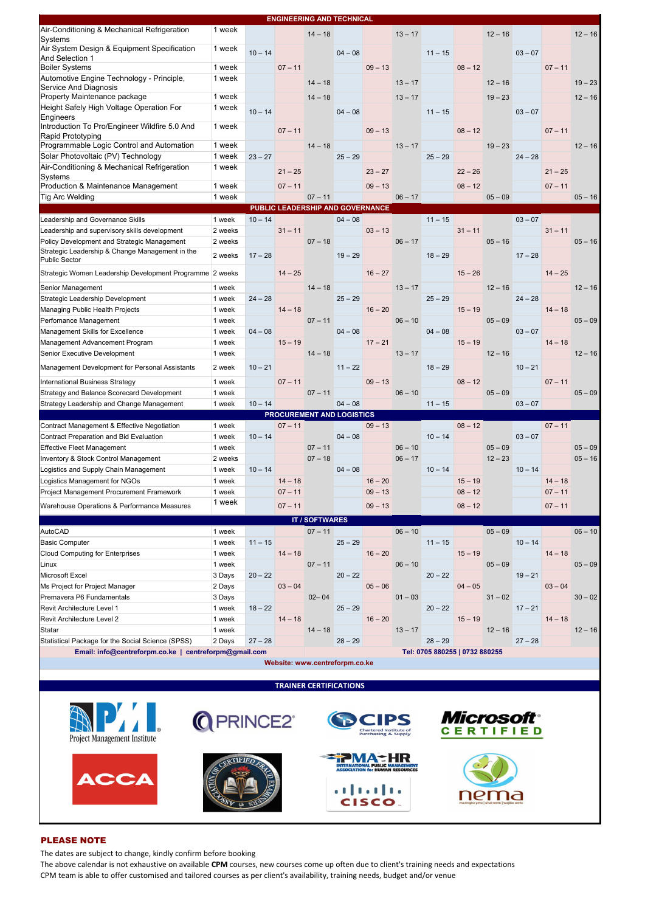| | | | | | | | | | | | | | |
|---|---|---|---|---|---|---|---|---|---|---|---|---|---|
| **ENGINEERING AND TECHNICAL** | | | | | | | | | | | | | |
| Air-Conditioning & Mechanical Refrigeration Systems | 1 week | | | 14 – 18 | | | 13 – 17 | | | 12 – 16 | | | 12 – 16 |
| Air System Design & Equipment Specification And Selection 1 | 1 week | 10 – 14 | | | 04 – 08 | | | 11 – 15 | | | 03 – 07 | | |
| Boiler Systems | 1 week | | 07 – 11 | | | 09 – 13 | | | 08 – 12 | | | 07 – 11 | |
| Automotive Engine Technology - Principle, Service And Diagnosis | 1 week | | | 14 – 18 | | | 13 – 17 | | | 12 – 16 | | | 19 – 23 |
| Property Maintenance package | 1 week | | | 14 – 18 | | | 13 – 17 | | | 19 – 23 | | | 12 – 16 |
| Height Safely High Voltage Operation For Engineers | 1 week | 10 – 14 | | | 04 – 08 | | | 11 – 15 | | | 03 – 07 | | |
| Introduction To Pro/Engineer Wildfire 5.0 And Rapid Prototyping | 1 week | | 07 – 11 | | | 09 – 13 | | | 08 – 12 | | | 07 – 11 | |
| Programmable Logic Control and Automation | 1 week | | | 14 – 18 | | | 13 – 17 | | | 19 – 23 | | | 12 – 16 |
| Solar Photovoltalic (PV) Technology | 1 week | 23 – 27 | | | 25 – 29 | | | 25 – 29 | | | 24 – 28 | | |
| Air-Conditioning & Mechanical Refrigeration Systems | 1 week | | 21 – 25 | | | 23 – 27 | | | 22 – 26 | | | 21 – 25 | |
| Production & Maintenance Management | 1 week | | 07 – 11 | | | 09 – 13 | | | 08 – 12 | | | 07 – 11 | |
| Tig Arc Welding | 1 week | | | 07 – 11 | | | 06 – 17 | | | 05 – 09 | | | 05 – 16 |
| **PUBLIC LEADERSHIP AND GOVERNANCE** | | | | | | | | | | | | | |
| Leadership and Governance Skills | 1 week | 10 – 14 | | | 04 – 08 | | | 11 – 15 | | | 03 – 07 | | |
| Leadership and supervisory skills development | 2 weeks | | 31 – 11 | | | 03 – 13 | | | 31 – 11 | | | 31 – 11 | |
| Policy Development and Strategic Management | 2 weeks | | | 07 – 18 | | | 06 – 17 | | | 05 – 16 | | | 05 – 16 |
| Strategic Leadership & Change Management in the Public Sector | 2 weeks | 17 – 28 | | | 19 – 29 | | | 18 – 29 | | | 17 – 28 | | |
| Strategic Women Leadership Development Programme | 2 weeks | | 14 – 25 | | | 16 – 27 | | | 15 – 26 | | | 14 – 25 | |
| Senior Management | 1 week | | | 14 – 18 | | | 13 – 17 | | | 12 – 16 | | | 12 – 16 |
| Strategic Leadership Development | 1 week | 24 – 28 | | | 25 – 29 | | | 25 – 29 | | | 24 – 28 | | |
| Managing Public Health Projects | 1 week | | 14 – 18 | | | 16 – 20 | | | 15 – 19 | | | 14 – 18 | |
| Perfomance Management | 1 week | | | 07 – 11 | | | 06 – 10 | | | 05 – 09 | | | 05 – 09 |
| Management Skills for Excellence | 1 week | 04 – 08 | | | 04 – 08 | | | 04 – 08 | | | 03 – 07 | | |
| Management Advancement Program | 1 week | | 15 – 19 | | | 17 – 21 | | | 15 – 19 | | | 14 – 18 | |
| Senior Executive Development | 1 week | | | 14 – 18 | | | 13 – 17 | | | 12 – 16 | | | 12 – 16 |
| Management Development for Personal Assistants | 2 week | 10 – 21 | | | 11 – 22 | | | 18 – 29 | | | 10 – 21 | | |
| International Business Strategy | 1 week | | 07 – 11 | | | 09 – 13 | | | 08 – 12 | | | 07 – 11 | |
| Strategy and Balance Scorecard Development | 1 week | | | 07 – 11 | | | 06 – 10 | | | 05 – 09 | | | 05 – 09 |
| Strategy Leadership and Change Management | 1 week | 10 – 14 | | | 04 – 08 | | | 11 – 15 | | | 03 – 07 | | |
| **PROCUREMENT AND LOGISTICS** | | | | | | | | | | | | | |
| Contract Management & Effective Negotiation | 1 week | | 07 – 11 | | | 09 – 13 | | | 08 – 12 | | | 07 – 11 | |
| Contract Preparation and Bid Evaluation | 1 week | 10 – 14 | | | 04 – 08 | | | 10 – 14 | | | 03 – 07 | | |
| Effective Fleet Management | 1 week | | | 07 – 11 | | | 06 – 10 | | | 05 – 09 | | | 05 – 09 |
| Inventory & Stock Control Management | 2 weeks | | | 07 – 18 | | | 06 – 17 | | | 12 – 23 | | | 05 – 16 |
| Logistics and Supply Chain Management | 1 week | 10 – 14 | | | 04 – 08 | | | 10 – 14 | | | 10 – 14 | | |
| Logistics Management for NGOs | 1 week | | 14 – 18 | | | 16 – 20 | | | 15 – 19 | | | 14 – 18 | |
| Project Management Procurement Framework | 1 week | | 07 – 11 | | | 09 – 13 | | | 08 – 12 | | | 07 – 11 | |
| Warehouse Operations & Performance Measures | 1 week | | 07 – 11 | | | 09 – 13 | | | 08 – 12 | | | 07 – 11 | |
| **IT / SOFTWARES** | | | | | | | | | | | | | |
| AutoCAD | 1 week | | | 07 – 11 | | | 06 – 10 | | | 05 – 09 | | | 06 – 10 |
| Basic Computer | 1 week | 11 – 15 | | | 25 – 29 | | | 11 – 15 | | | 10 – 14 | | |
| Cloud Computing for Enterprises | 1 week | | 14 – 18 | | | 16 – 20 | | | 15 – 19 | | | 14 – 18 | |
| Linux | 1 week | | | 07 – 11 | | | 06 – 10 | | | 05 – 09 | | | 05 – 09 |
| Microsoft Excel | 3 Days | 20 – 22 | | | 20 – 22 | | | 20 – 22 | | | 19 – 21 | | |
| Ms Project for Project Manager | 2 Days | | 03 – 04 | | | 05 – 06 | | | 04 – 05 | | | 03 – 04 | |
| Premavera P6 Fundamentals | 3 Days | | | 02– 04 | | | 01 – 03 | | | 31 – 02 | | | 30 – 02 |
| Revit Architecture Level 1 | 1 week | 18 – 22 | | | 25 – 29 | | | 20 – 22 | | | 17 – 21 | | |
| Revit Architecture Level 2 | 1 week | | 14 – 18 | | | 16 – 20 | | | 15 – 19 | | | 14 – 18 | |
| Statar | 1 week | | | 14 – 18 | | | 13 – 17 | | | 12 – 16 | | | 12 – 16 |
| Statistical Package for the Social Science (SPSS) | 2 Days | 27 – 28 | | | 28 – 29 | | | 28 – 29 | | | 27 – 28 | | |

**Email: info@centreforpm.co.ke | centreforpm@gmail.com** **Tel: 0705 880255 | 0732 880255**

**Website: www.centreforpm.co.ke**

**TRAINER CERTIFICATIONS**

Project Management Institute

PRINCE2

CIPS Chartered Institute of Purchasing & Supply

Microsoft CERTIFIED

ACCA

Association of Certified Fraud Examiners

IPMA-HR International Public Management Association for Human Resources

CISCO

nema

## PLEASE NOTE

The dates are subject to change, kindly confirm before booking

The above calendar is not exhaustive on available **CPM** courses, new courses come up often due to client's training needs and expectations

CPM team is able to offer customised and tailored courses as per client's availability, training needs, budget and/or venue